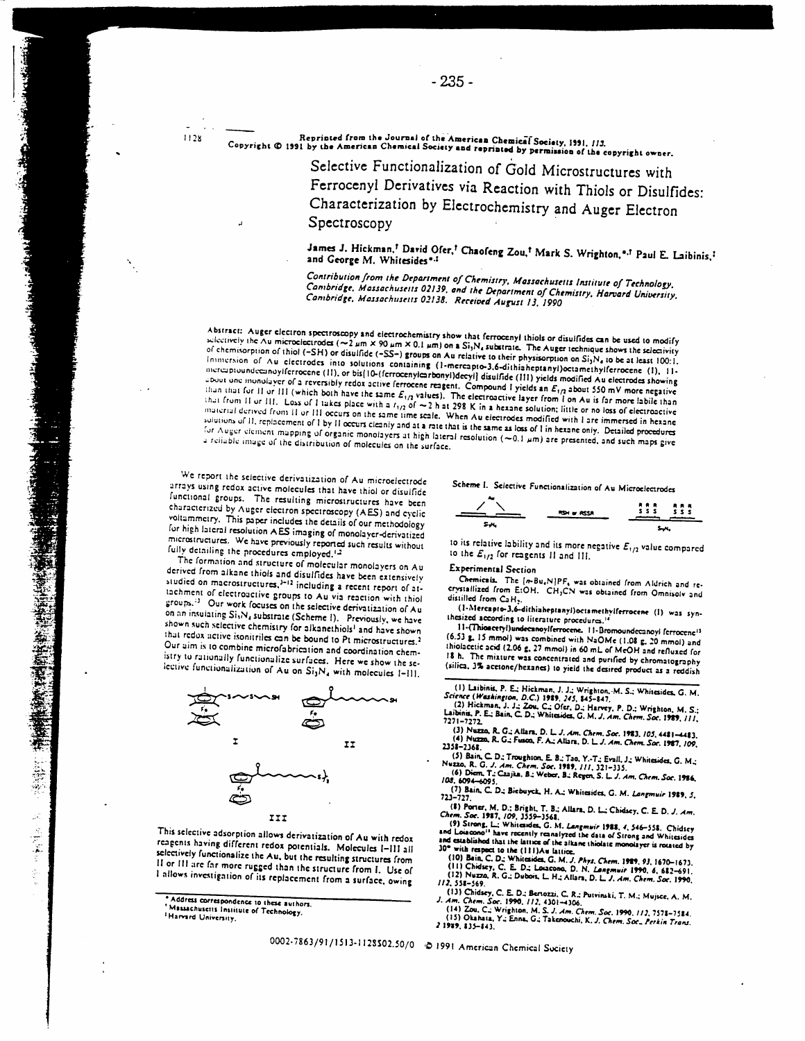Reprinted from the Journal of the American Chemical Society, 1991, *113*.
Copyright © 1991 by the American Chemical Society and reprinted by permission of the copyright owner.

# Selective Functionalization of Gold Microstructures with Ferrocenyl Derivatives via Reaction with Thiols or Disulfides: Characterization by Electrochemistry and Auger Electron Spectroscopy

**James J. Hickman,[†] David Ofer,[†] Chaofeng Zou,[†] Mark S. Wrighton,[*,†] Paul E. Laibinis,[‡] and George M. Whitesides[*,‡]**

*Contribution from the Department of Chemistry, Massachusetts Institute of Technology, Cambridge, Massachusetts 02139, and the Department of Chemistry, Harvard University, Cambridge, Massachusetts 02138. Received August 13, 1990*

**Abstract:** Auger electron spectroscopy and electrochemistry show that ferrocenyl thiols or disulfides can be used to modify selectively the Au microelectrodes (~2 μm × 90 μm × 0.1 μm) on a $Si_3N_4$ substrate. The Auger technique shows the selectivity of chemisorption of thiol (-SH) or disulfide (-SS-) groups on Au relative to their physisorption on $Si_3N_4$ to be at least 100:1. Immersion of Au electrodes into solutions containing (1-mercapto-3,6-dithiaheptanyl)octamethylferrocene (I), 11-mercaptoundecanoylferrocene (II), or bis[10-(ferrocenylcarbonyl)decyl] disulfide (III) yields modified Au electrodes showing about one monolayer of a reversibly redox active ferrocene reagent. Compound I yields an $E_{1/2}$ about 550 mV more negative than that for II or III (which both have the same $E_{1/2}$ values). The electroactive layer from I on Au is far more labile than that from II or III. Loss of I takes place with a $t_{1/2}$ of ~2 h at 298 K in a hexane solution; little or no loss of electroactive material derived from II or III occurs on the same time scale. When Au electrodes modified with I are immersed in hexane solutions of II, replacement of I by II occurs cleanly and at a rate that is the same as loss of I in hexane only. Detailed procedures for Auger element mapping of organic monolayers at high lateral resolution (~0.1 μm) are presented, and such maps give a reliable image of the distribution of molecules on the surface.

We report the selective derivatization of Au microelectrode arrays using redox active molecules that have thiol or disulfide functional groups. The resulting microstructures have been characterized by Auger electron spectroscopy (AES) and cyclic voltammetry. This paper includes the details of our methodology for high lateral resolution AES imaging of monolayer-derivatized microstructures. We have previously reported such results without fully detailing the procedures employed.[1,2]

The formation and structure of molecular monolayers on Au derived from alkane thiols and disulfides have been extensively studied on macrostructures,[3-12] including a recent report of attachment of electroactive groups to Au via reaction with thiol groups.[13] Our work focuses on the selective derivatization of Au on an insulating $Si_3N_4$ substrate (Scheme I). Previously, we have shown such selective chemistry for alkanethiols[1] and have shown that redox active isonitriles can be bound to Pt microstructures.[2] Our aim is to combine microfabrication and coordination chemistry to rationally functionalize surfaces. Here we show the selective functionalization of Au on $Si_3N_4$ with molecules I-III.

I    II

III

This selective adsorption allows derivatization of Au with redox reagents having different redox potentials. Molecules I-III all selectively functionalize the Au, but the resulting structures from II or III are far more rugged than the structure from I. Use of I allows investigation of its replacement from a surface, owing to its relative lability and its more negative $E_{1/2}$ value compared to the $E_{1/2}$ for reagents II and III.

**Scheme I.** Selective Functionalization of Au Microelectrodes

Au; $Si_3N_4$ — RSH or RSSR → R R R S S S; $Si_3N_4$

## Experimental Section

**Chemicals.** The $[n\text{-}Bu_4N]PF_6$ was obtained from Aldrich and recrystallized from EtOH. $CH_3CN$ was obtained from Omnisolv and distilled from $CaH_2$.

**(1-Mercapto-3,6-dithiaheptanyl)octamethylferrocene (I)** was synthesized according to literature procedures.[14]

**11-(Thioacetyl)undecanoylferrocene.** 11-Bromoundecanoyl ferrocene[15] (6.53 g, 15 mmol) was combined with NaOMe (1.08 g, 20 mmol) and thiolacetic acid (2.06 g, 27 mmol) in 60 mL of MeOH and refluxed for 18 h. The mixture was concentrated and purified by chromatography (silica, 3% acetone/hexanes) to yield the desired product as a reddish

---

(1) Laibinis, P. E.; Hickman, J. J.; Wrighton, M. S.; Whitesides, G. M. *Science (Washington, D.C.)* 1989, *245*, 845-847.
(2) Hickman, J. J.; Zou, C.; Ofer, D.; Harvey, P. D.; Wrighton, M. S.; Laibinis, P. E.; Bain, C. D.; Whitesides, G. M. *J. Am. Chem. Soc.* 1989, *111*, 7271-7272.
(3) Nuzzo, R. G.; Allara, D. L. *J. Am. Chem. Soc.* 1983, *105*, 4481-4483.
(4) Nuzzo, R. G.; Fusco, F. A.; Allara, D. L. *J. Am. Chem. Soc.* 1987, *109*, 2358-2368.
(5) Bain, C. D.; Troughton, E. B.; Tao, Y.-T.; Evall, J.; Whitesides, G. M.; Nuzzo, R. G. *J. Am. Chem. Soc.* 1989, *111*, 321-335.
(6) Diem, T.; Czajka, B.; Weber, B.; Regen, S. L. *J. Am. Chem. Soc.* 1986, *108*, 6094-6095.
(7) Bain, C. D.; Biebuyck, H. A.; Whitesides, G. M. *Langmuir* 1989, *5*, 723-727.
(8) Porter, M. D.; Bright, T. B.; Allara, D. L.; Chidsey, C. E. D. *J. Am. Chem. Soc.* 1987, *109*, 3559-3568.
(9) Strong, L.; Whitesides, G. M. *Langmuir* 1988, *4*, 546-558. Chidsey and Loiacono[11] have recently reanalyzed the data of Strong and Whitesides and established that the lattice of the alkane thiolate monolayer is rotated by 30° with respect to the (111)Au lattice.
(10) Bain, C. D.; Whitesides, G. M. *J. Phys. Chem.* 1989, *93*, 1670-1673.
(11) Chidsey, C. E. D.; Loiacono, D. N. *Langmuir* 1990, *6*, 682-691.
(12) Nuzzo, R. G.; Dubois, L. H.; Allara, D. L. *J. Am. Chem. Soc.* 1990, *112*, 558-569.
(13) Chidsey, C. E. D.; Bertozzi, C. R.; Putvinski, T. M.; Mujsce, A. M. *J. Am. Chem. Soc.* 1990, *112*, 4301-4306.
(14) Zou, C.; Wrighton, M. S. *J. Am. Chem. Soc.* 1990, *112*, 7578-7584.
(15) Okahata, Y.; Enna, G.; Takenouchi, K. *J. Chem. Soc., Perkin Trans. 2* 1989, 835-843.

* Address correspondence to these authors.
† Massachusetts Institute of Technology.
‡ Harvard University.

0002-7863/91/1513-1128$02.50/0 © 1991 American Chemical Society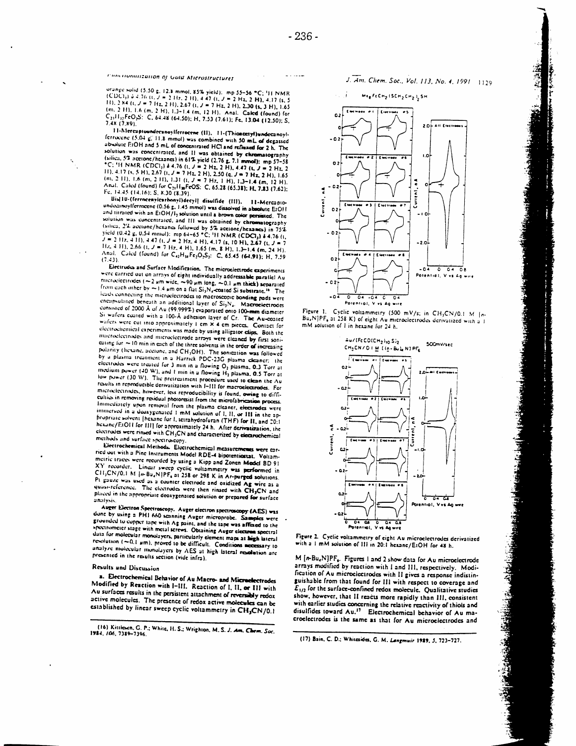orange solid (5.50 g, 12.8 mmol, 85% yield): mp 55–56 °C; $^1$H NMR ($CDCl_3$) δ 4.76 (t, J = 2 Hz, 2 H), 4.47 (t, J = 2 Hz, 2 H), 4.17 (s, 5 H), 2.84 (t, J = 7 Hz, 2 H), 2.67 (t, J = 7 Hz, 2 H), 2.30 (s, 3 H), 1.65 (m, 2 H), 1.6 (m, 2 H), 1.3–1.4 (m, 12 H). Anal. Calcd (found) for $C_{23}H_{32}FeO_2S$: C, 64.48 (64.50); H, 7.53 (7.61); Fe, 13.04 (12.50); S, 7.48 (7.89).

**11-Mercaptoundecanoylferrocene (II).** 11-(Thioacetyl)undecanoylferrocene (5.04 g, 11.8 mmol) was combined with 50 mL of degassed absolute EtOH and 5 mL of concentrated HCl and refluxed for 2 h. The solution was concentrated, and II was obtained by chromatography (silica, 5% acetone/hexanes) in 61% yield (2.76 g, 7.1 mmol): mp 57–58 °C; $^1$H NMR ($CDCl_3$) δ 4.76 (t, J = 2 Hz, 2 H), 4.47 (t, J = 2 Hz, 2 H), 4.17 (s, 5 H), 2.67 (t, J = 7 Hz, 2 H), 2.50 (q, J = 7 Hz, 2 H), 1.65 (m, 2 H), 1.6 (m, 2 H), 1.31 (t, J = 7 Hz, 1 H), 1.3–1.4 (m, 12 H). Anal. Calcd (found) for $C_{21}H_{30}FeOS$: C, 65.28 (65.38); H, 7.83 (7.62); Fe, 14.45 (14.16); S, 8.30 (8.39).

**Bis[10-(ferrocenylcarbonyl)decyl] disulfide (III).** 11-Mercaptoundecanoylferrocene (0.56 g, 1.45 mmol) was dissolved in absolute EtOH and titrated with an $EtOH/I_2$ solution until a brown color persisted. The solution was concentrated, and III was obtained by chromatography (silica, 2% acetone/hexanes followed by 5% acetone/hexanes) in 75% yield (0.42 g, 0.54 mmol): mp 64–65 °C; $^1$H NMR ($CDCl_3$) δ 4.76 (t, J = 2 Hz, 4 H), 4.47 (t, J = 2 Hz, 4 H), 4.17 (s, 10 H), 2.67 (t, J = 7 Hz, 4 H), 2.66 (t, J = 7 Hz, 4 H), 1.65 (m, 8 H), 1.3–1.4 (m, 24 H). Anal. Calcd (found) for $C_{42}H_{58}Fe_2O_2S_2$: C, 65.45 (64.91); H, 7.59 (7.43).

**Electrodes and Surface Modification.** The microelectrode experiments were carried out on arrays of eight individually addressable parallel Au microelectrodes (~2 μm wide, ~90 μm long, ~0.1 μm thick) separated from each other by ~1.4 μm on a flat $Si_3N_4$-coated Si substrate.[16] The leads connecting the microelectrodes to macroscopic bonding pads were encapsulated beneath an additional layer of $Si_3N_4$. Macroelectrodes consisted of 2000 Å of Au (99.999%) evaporated onto 100-mm diameter Si wafers coated with a 100-Å adhesion layer of Cr. The Au-coated wafers were cut into approximately 1 cm × 4 cm pieces. Contact for electrochemical experiments was made by using alligator clips. Both the macroelectrodes and microelectrode arrays were cleaned by first sonicating for ~10 min in each of the three solvents in the order of increasing polarity (hexane, acetone, and $CH_3OH$). The sonication was followed by a plasma treatment in a Harrick PDC-23G plasma cleaner; the electrodes were treated for 3 min in a flowing $O_2$ plasma, 0.3 Torr at medium power (40 W), and 1 min in a flowing $H_2$ plasma, 0.5 Torr at low power (30 W). The pretreatment procedure used to clean the Au results in reproducible derivatization with I–III for macroelectrodes. For microelectrodes, however, less reproducibility is found, owing to difficulties in removing residual photoresist from the microfabrication process. Immediately upon removal from the plasma cleaner, electrodes were immersed in a deoxygenated 1 mM solution of I, II, or III in the appropriate solvent [hexane for I, tetrahydrofuran (THF) for II, and 20:1 hexane/EtOH for III] for approximately 24 h. After derivatization, the electrodes were rinsed with $CH_3CN$ and characterized by electrochemical methods and surface spectroscopy.

**Electrochemical Methods.** Electrochemical measurements were carried out with a Pine Instruments Model RDE-4 bipotentiostat. Voltammetric traces were recorded by using a Kipp and Zonen Model BD 91 XY recorder. Linear sweep cyclic voltammetry was performed in $CH_3CN$/0.1 M $[n\text{-}Bu_4N]PF_6$ at 258 or 298 K in Ar-purged solutions. Pt gauze was used as a counter electrode and oxidized Ag wire as a quasi-reference. The electrodes were then rinsed with $CH_3CN$ and placed in the appropriate deoxygenated solution or prepared for surface analysis.

**Auger Electron Spectroscopy.** Auger electron spectroscopy (AES) was done by using a PHI 660 scanning Auger microprobe. Samples were grounded to copper tape with Ag paint, and the tape was affixed to the spectrometer stage with metal screws. Obtaining Auger electron spectral data for molecular monolayers, particularly element maps at high lateral resolution (~0.1 μm), proved to be difficult. Conditions necessary to analyze molecular monolayers by AES at high lateral resolution are presented in the results section (vide infra).

## Results and Discussion

**a. Electrochemical Behavior of Au Macro- and Microelectrodes Modified by Reaction with I–III.** Reaction of I, II, or III with Au surfaces results in the persistent attachment of reversibly redox active molecules. The presence of redox active molecules can be established by linear sweep cyclic voltammetry in $CH_3CN$/0.1 M $[n\text{-}Bu_4N]PF_6$. Figures 1 and 2 show data for Au microelectrode arrays modified by reaction with I and III, respectively. Modification of Au microelectrodes with II gives a response indistinguishable from that found for III with respect to coverage and $E_{1/2}$ for the surface-confined redox molecule. Qualitative studies show, however, that II reacts more rapidly than III, consistent with earlier studies concerning the relative reactivity of thiols and disulfides toward Au.[17] Electrochemical behavior of Au macroelectrodes is the same as that for Au microelectrodes and

Figure 1. Cyclic voltammetry (500 mV/s; in $CH_3CN$/0.1 M $[n\text{-}Bu_4N]PF_6$ at 258 K) of eight Au microelectrodes derivatized with a 1 mM solution of I in hexane for 24 h.

Figure 2. Cyclic voltammetry of eight Au microelectrodes derivatized with a 1 mM solution of III in 20:1 hexane/EtOH for 48 h.

(16) Kittlesen, G. P.; White, H. S.; Wrighton, M. S. *J. Am. Chem. Soc.* 1984, *106*, 7389–7396.

(17) Bain, C. D.; Whitesides, G. M. *Langmuir* 1989, *5*, 723–727.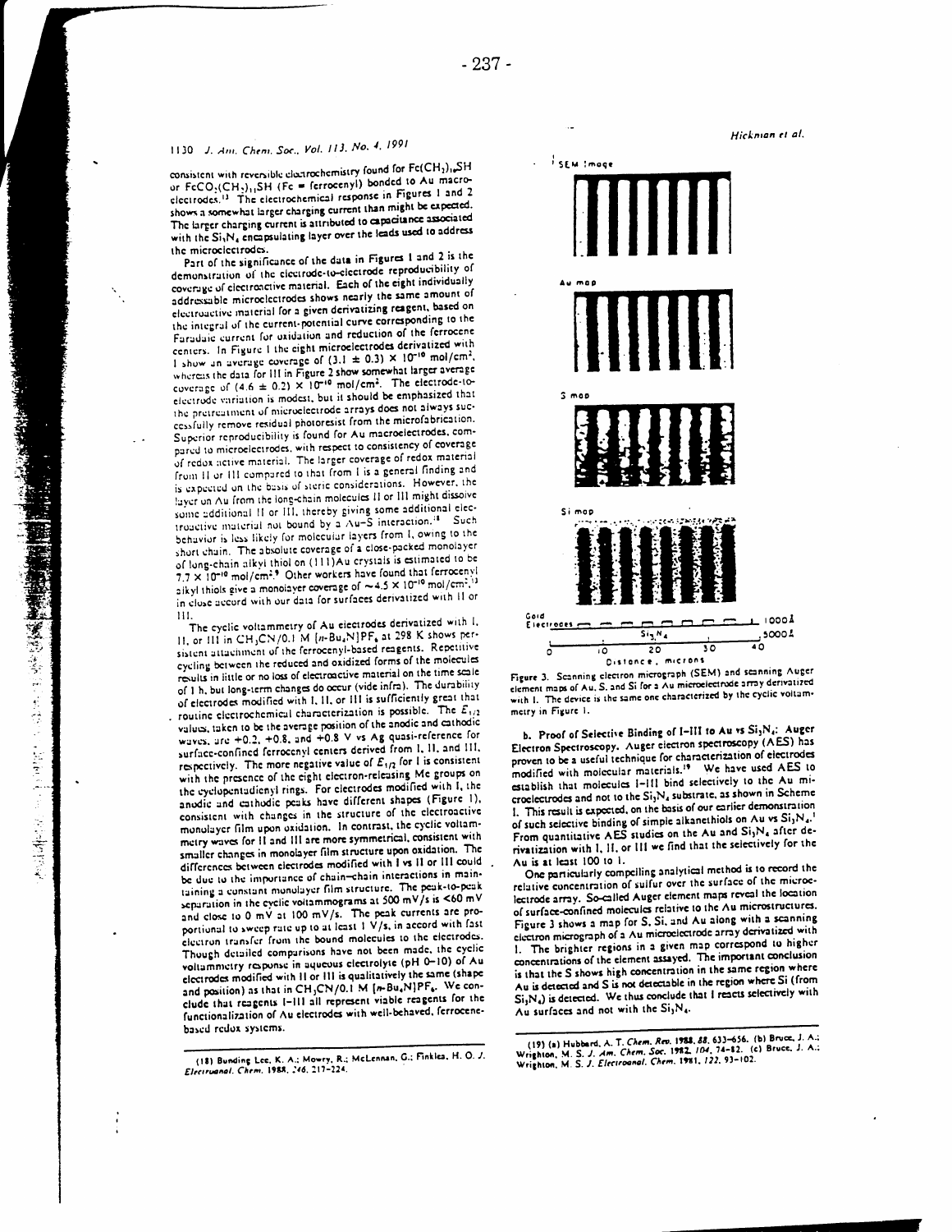consistent with reversible electrochemistry found for $Fc(CH_2)_{11}SH$ or $FcCO_2(CH_2)_{11}SH$ (Fc = ferrocenyl) bonded to Au macroelectrodes.[13] The electrochemical response in Figures 1 and 2 shows a somewhat larger charging current than might be expected. The larger charging current is attributed to capacitance associated with the $Si_3N_4$ encapsulating layer over the leads used to address the microelectrodes.

Part of the significance of the data in Figures 1 and 2 is the demonstration of the electrode-to-electrode reproducibility of coverage of electroactive material. Each of the eight individually addressable microelectrodes shows nearly the same amount of electroactive material for a given derivatizing reagent, based on the integral of the current-potential curve corresponding to the Faradaic current for oxidation and reduction of the ferrocene centers. In Figure 1 the eight microelectrodes derivatized with I show an average coverage of $(3.1 \pm 0.3) \times 10^{-10}$ mol/cm², whereas the data for III in Figure 2 show somewhat larger average coverage of $(4.6 \pm 0.2) \times 10^{-10}$ mol/cm². The electrode-to-electrode variation is modest, but it should be emphasized that the pretreatment of microelectrode arrays does not always successfully remove residual photoresist from the microfabrication. Superior reproducibility is found for Au macroelectrodes, compared to microelectrodes, with respect to consistency of coverage of redox active material. The larger coverage of redox material from II or III compared to that from I is a general finding and is expected on the basis of steric considerations. However, the layer on Au from the long-chain molecules II or III might dissolve some additional II or III, thereby giving some additional electroactive material not bound by a Au–S interaction.[18] Such behavior is less likely for molecular layers from I, owing to the short chain. The absolute coverage of a close-packed monolayer of long-chain alkyl thiol on (111)Au crystals is estimated to be $7.7 \times 10^{-10}$ mol/cm².[9] Other workers have found that ferrocenyl alkyl thiols give a monolayer coverage of $\sim 4.5 \times 10^{-10}$ mol/cm²,[13] in close accord with our data for surfaces derivatized with II or III.

The cyclic voltammetry of Au electrodes derivatized with I, II, or III in $CH_3CN$/0.1 M [$n$-$Bu_4N$]$PF_6$ at 298 K shows persistent attachment of the ferrocenyl-based reagents. Repetitive cycling between the reduced and oxidized forms of the molecules results in little or no loss of electroactive material on the time scale of 1 h, but long-term changes do occur (vide infra). The durability of electrodes modified with I, II, or III is sufficiently great that routine electrochemical characterization is possible. The $E_{1/2}$ values, taken to be the average position of the anodic and cathodic waves, are +0.2, +0.8, and +0.8 V vs Ag quasi-reference for surface-confined ferrocenyl centers derived from I, II, and III, respectively. The more negative value of $E_{1/2}$ for I is consistent with the presence of the eight electron-releasing Me groups on the cyclopentadienyl rings. For electrodes modified with I, the anodic and cathodic peaks have different shapes (Figure 1), consistent with changes in the structure of the electroactive monolayer film upon oxidation. In contrast, the cyclic voltammetry waves for II and III are more symmetrical, consistent with smaller changes in monolayer film structure upon oxidation. The differences between electrodes modified with I vs II or III could be due to the importance of chain–chain interactions in maintaining a constant monolayer film structure. The peak-to-peak separation in the cyclic voltammograms at 500 mV/s is <60 mV and close to 0 mV at 100 mV/s. The peak currents are proportional to sweep rate up to at least 1 V/s, in accord with fast electron transfer from the bound molecules to the electrodes. Though detailed comparisons have not been made, the cyclic voltammetry response in aqueous electrolyte (pH 0–10) of Au electrodes modified with II or III is qualitatively the same (shape and position) as that in $CH_3CN$/0.1 M [$n$-$Bu_4N$]$PF_6$. We conclude that reagents I–III all represent viable reagents for the functionalization of Au electrodes with well-behaved, ferrocene-based redox systems.

Figure 3. Scanning electron micrograph (SEM) and scanning Auger element maps of Au, S, and Si for a Au microelectrode array derivatized with I. The device is the same one characterized by the cyclic voltammetry in Figure 1.

**b. Proof of Selective Binding of I–III to Au vs $Si_3N_4$: Auger Electron Spectroscopy.** Auger electron spectroscopy (AES) has proven to be a useful technique for characterization of electrodes modified with molecular materials.[19] We have used AES to establish that molecules I–III bind selectively to the Au microelectrodes and not to the $Si_3N_4$ substrate, as shown in Scheme I. This result is expected, on the basis of our earlier demonstration of such selective binding of simple alkanethiols on Au vs $Si_3N_4$.[1] From quantitative AES studies on the Au and $Si_3N_4$ after derivatization with I, II, or III we find that the selectively for Au is at least 100 to 1.

One particularly compelling analytical method is to record the relative concentration of sulfur over the surface of the microelectrode array. So-called Auger element maps reveal the location of surface-confined molecules relative to the Au microstructures. Figure 3 shows a map for S, Si, and Au along with a scanning electron micrograph of a Au microelectrode array derivatized with I. The brighter regions in a given map correspond to higher concentrations of the element assayed. The important conclusion is that the S shows high concentration in the same region where Au is detected and S is not detectable in the region where Si (from $Si_3N_4$) is detected. We thus conclude that I reacts selectively with Au surfaces and not with the $Si_3N_4$.

(18) Bunding Lee, K. A.; Mowry, R.; McLennan, G.; Finklea, H. O. *J. Electroanal. Chem.* 1988, 246, 217–224.

(19) (a) Hubbard, A. T. *Chem. Rev.* 1988, 88, 633–656. (b) Bruce, J. A.; Wrighton, M. S. *J. Am. Chem. Soc.* 1982, 104, 74–82. (c) Bruce, J. A.; Wrighton, M. S. *J. Electroanal. Chem.* 1981, 122, 93–102.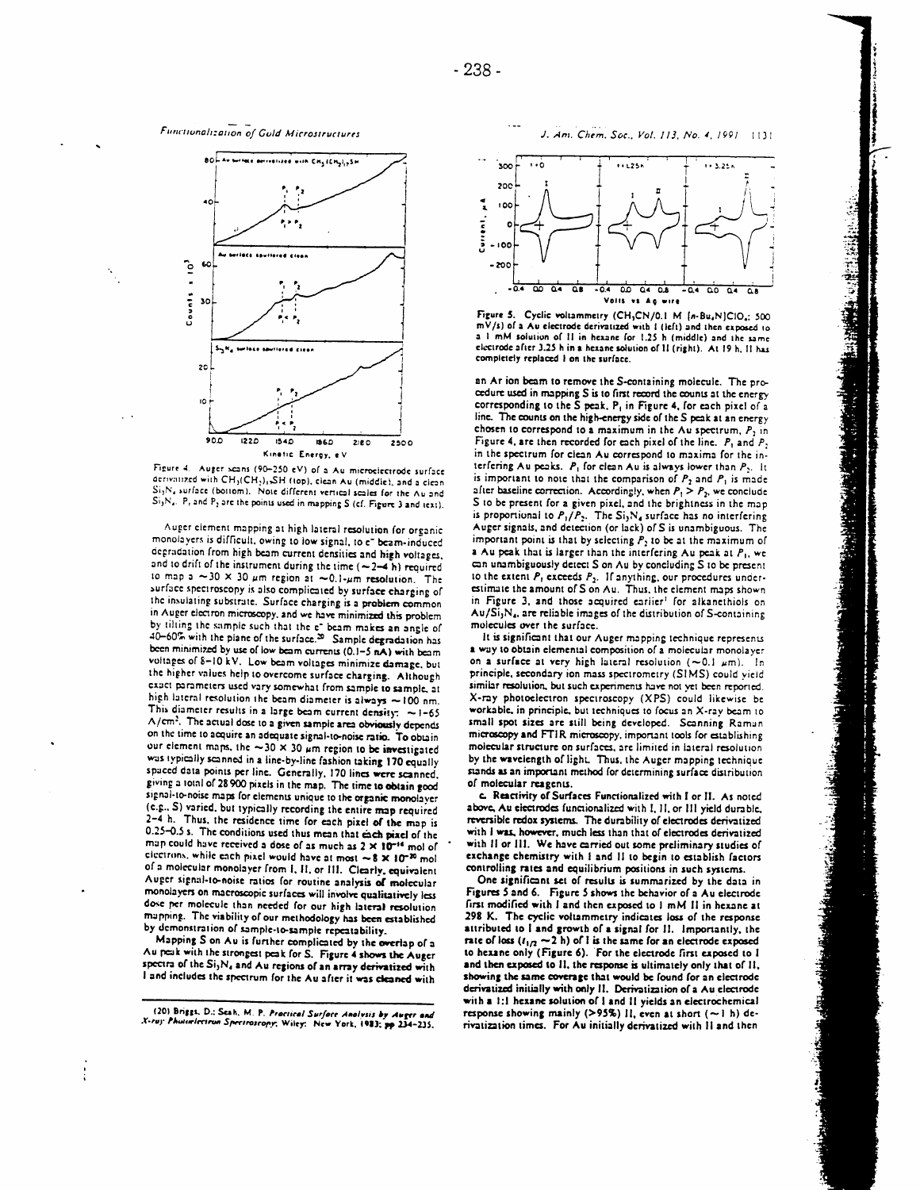Figure 4. Auger scans (90–250 eV) of a Au microelectrode surface derivatized with $CH_3(CH_2)_{15}SH$ (top), clean Au (middle), and a clean $Si_3N_4$ surface (bottom). Note different vertical scales for the Au and $Si_3N_4$. $P_1$ and $P_2$ are the points used in mapping S (cf. Figure 3 and text).

Auger element mapping at high lateral resolution for organic monolayers is difficult, owing to low signal, to e⁻ beam-induced degradation from high beam current densities and high voltages, and to drift of the instrument during the time (~2–4 h) required to map a ~30 × 30 μm region at ~0.1-μm resolution. The surface spectroscopy is also complicated by surface charging of the insulating substrate. Surface charging is a problem common in Auger electron microscopy, and we have minimized this problem by tilting the sample such that the e⁻ beam makes an angle of 40–60% with the plane of the surface.[20] Sample degradation has been minimized by use of low beam currents (0.1–5 nA) with beam voltages of 8–10 kV. Low beam voltages minimize damage, but the higher values help to overcome surface charging. Although exact parameters used vary somewhat from sample to sample, at high lateral resolution the beam diameter is always ~100 nm. This diameter results in a large beam current density: ~1–65 A/cm². The actual dose to a given sample area obviously depends on the time to acquire an adequate signal-to-noise ratio. To obtain our element maps, the ~30 × 30 μm region to be investigated was typically scanned in a line-by-line fashion taking 170 equally spaced data points per line. Generally, 170 lines were scanned, giving a total of 28 900 pixels in the map. The time to obtain good signal-to-noise maps for elements unique to the organic monolayer (e.g., S) varied, but typically recording the entire map required 2–4 h. Thus, the residence time for each pixel of the map is 0.25–0.5 s. The conditions used thus mean that each pixel of the map could have received a dose of as much as $2 \times 10^{-14}$ mol of electrons, while each pixel would have at most ~$8 \times 10^{-20}$ mol of a molecular monolayer from I, II, or III. Clearly, equivalent Auger signal-to-noise ratios for routine analysis of molecular monolayers on macroscopic surfaces will involve qualitatively less dose per molecule than needed for our high lateral resolution mapping. The viability of our methodology has been established by demonstration of sample-to-sample repeatability.

Mapping S on Au is further complicated by the overlap of a Au peak with the strongest peak for S. Figure 4 shows the Auger spectra of the $Si_3N_4$ and Au regions of an array derivatized with I and includes the spectrum for the Au after it was cleaned with an Ar ion beam to remove the S-containing molecule. The procedure used in mapping S is to first record the counts at the energy corresponding to the S peak, $P_1$ in Figure 4, for each pixel of a line. The counts on the high-energy side of the S peak at an energy chosen to correspond to a maximum in the Au spectrum, $P_2$ in Figure 4, are then recorded for each pixel of the line. $P_1$ and $P_2$ in the spectrum for clean Au correspond to maxima for the interfering Au peaks. $P_1$ for clean Au is always lower than $P_2$. It is important to note that the comparison of $P_2$ and $P_1$ is made after baseline correction. Accordingly, when $P_1 > P_2$, we conclude S to be present for a given pixel, and the brightness in the map is proportional to $P_1/P_2$. The $Si_3N_4$ surface has no interfering Auger signals, and detection (or lack) of S is unambiguous. The important point is that by selecting $P_2$ to be at the maximum of a Au peak that is larger than the interfering Au peak at $P_1$, we can unambiguously detect S on Au by concluding S to be present to the extent $P_1$ exceeds $P_2$. If anything, our procedures underestimate the amount of S on Au. Thus, the element maps shown in Figure 3, and those acquired earlier[1] for alkanethiols on $Au/Si_3N_4$, are reliable images of the distribution of S-containing molecules over the surface.

It is significant that our Auger mapping technique represents a way to obtain elemental composition of a molecular monolayer on a surface at very high lateral resolution (~0.1 μm). In principle, secondary ion mass spectrometry (SIMS) could yield similar resolution, but such experiments have not yet been reported. X-ray photoelectron spectroscopy (XPS) could likewise be workable, in principle, but techniques to focus an X-ray beam to small spot sizes are still being developed. Scanning Raman microscopy and FTIR microscopy, important tools for establishing molecular structure on surfaces, are limited in lateral resolution by the wavelength of light. Thus, the Auger mapping technique stands as an important method for determining surface distribution of molecular reagents.

**c. Reactivity of Surfaces Functionalized with I or II.** As noted above, Au electrodes functionalized with I, II, or III yield durable, reversible redox systems. The durability of electrodes derivatized with I was, however, much less than that of electrodes derivatized with II or III. We have carried out some preliminary studies of exchange chemistry with I and II to begin to establish factors controlling rates and equilibrium positions in such systems.

Figure 5. Cyclic voltammetry ($CH_3CN$/0.1 M [$n$-$Bu_4N$]$ClO_4$; 500 mV/s) of a Au electrode derivatized with I (left) and then exposed to a 1 mM solution of II in hexane for 1.25 h (middle) and the same electrode after 3.25 h in a hexane solution of II (right). At 19 h, II has completely replaced I on the surface.

One significant set of results is summarized by the data in Figures 5 and 6. Figure 5 shows the behavior of a Au electrode first modified with I and then exposed to 1 mM II in hexane at 298 K. The cyclic voltammetry indicates loss of the response attributed to I and growth of a signal for II. Importantly, the rate of loss ($t_{1/2}$ ~2 h) of I is the same for an electrode exposed to hexane only (Figure 6). For the electrode first exposed to I and then exposed to II, the response is ultimately only that of II, showing the same coverage that would be found for an electrode derivatized initially with only II. Derivatization of a Au electrode with a 1:1 hexane solution of I and II yields an electrochemical response showing mainly (>95%) II, even at short (~1 h) derivatization times. For Au initially derivatized with II and then

(20) Briggs, D.; Seah, M. P. *Practical Surface Analysis by Auger and X-ray Photoelectron Spectroscopy*; Wiley: New York, 1983; pp 234–235.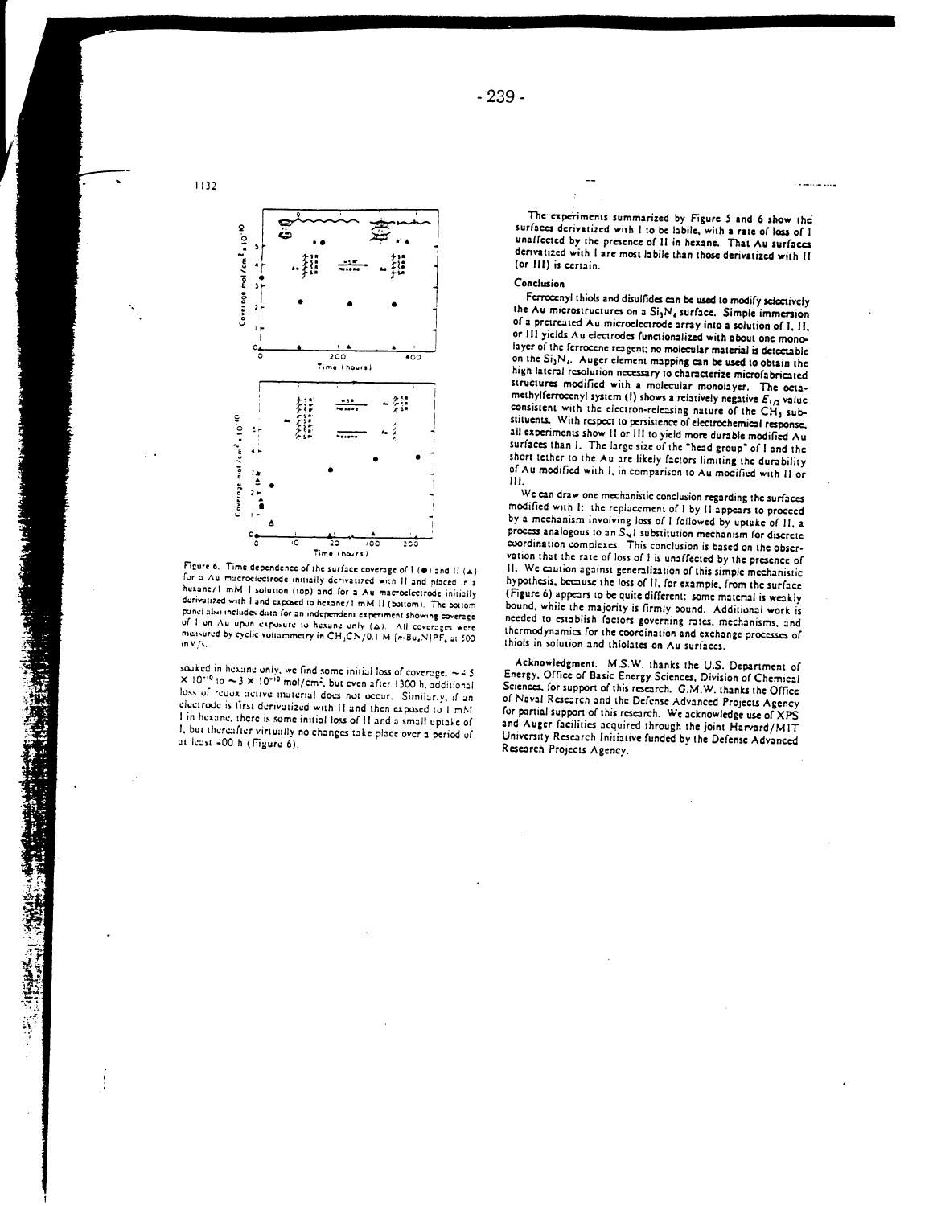Coverage mol/cm² x 10⁻¹⁰

Time (hours)

0 200 400

Coverage mol/cm² x 10⁻¹⁰

Time (hours)

0 10 20 100 200

Figure 6. Time dependence of the surface coverage of I (●) and II (▲) for a Au macroelectrode initially derivatized with II and placed in a hexane/1 mM I solution (top) and for a Au macroelectrode initially derivatized with I and exposed to hexane/1 mM II (bottom). The bottom panel also includes data for an independent experiment showing coverage of I on Au upon exposure to hexane only (△). All coverages were measured by cyclic voltammetry in $CH_3CN$/0.1 M $[n\text{-}Bu_4N]PF_6$ at 500 mV/s.

soaked in hexane only, we find some initial loss of coverage, ~4.5 $\times 10^{-10}$ to ~3 $\times 10^{-10}$ mol/cm², but even after 1300 h, additional loss of redox active material does not occur. Similarly, if an electrode is first derivatized with II and then exposed to 1 mM I in hexane, there is some initial loss of II and a small uptake of I, but thereafter virtually no changes take place over a period of at least 400 h (Figure 6).

The experiments summarized by Figure 5 and 6 show the surfaces derivatized with I to be labile, with a rate of loss of I unaffected by the presence of II in hexane. That Au surfaces derivatized with I are most labile than those derivatized with II (or III) is certain.

## Conclusion

Ferrocenyl thiols and disulfides can be used to modify selectively the Au microstructures on a $Si_3N_4$ surface. Simple immersion of a pretreated Au microelectrode array into a solution of I, II, or III yields Au electrodes functionalized with about one monolayer of the ferrocene reagent; no molecular material is detectable on the $Si_3N_4$. Auger element mapping can be used to obtain the high lateral resolution necessary to characterize microfabricated structures modified with a molecular monolayer. The octamethylferrocenyl system (I) shows a relatively negative $E_{1/2}$ value consistent with the electron-releasing nature of the $CH_3$ substituents. With respect to persistence of electrochemical response, all experiments show II or III to yield more durable modified Au surfaces than I. The large size of the "head group" of I and the short tether to the Au are likely factors limiting the durability of Au modified with I, in comparison to Au modified with II or III.

We can draw one mechanistic conclusion regarding the surfaces modified with I: the replacement of I by II appears to proceed by a mechanism involving loss of I followed by uptake of II, a process analogous to an $S_N1$ substitution mechanism for discrete coordination complexes. This conclusion is based on the observation that the rate of loss of I is unaffected by the presence of II. We caution against generalization of this simple mechanistic hypothesis, because the loss of II, for example, from the surface (Figure 6) appears to be quite different: some material is weakly bound, while the majority is firmly bound. Additional work is needed to establish factors governing rates, mechanisms, and thermodynamics for the coordination and exchange processes of thiols in solution and thiolates on Au surfaces.

**Acknowledgment.** M.S.W. thanks the U.S. Department of Energy, Office of Basic Energy Sciences, Division of Chemical Sciences, for support of this research. G.M.W. thanks the Office of Naval Research and the Defense Advanced Projects Agency for partial support of this research. We acknowledge use of XPS and Auger facilities acquired through the joint Harvard/MIT University Research Initiative funded by the Defense Advanced Research Projects Agency.